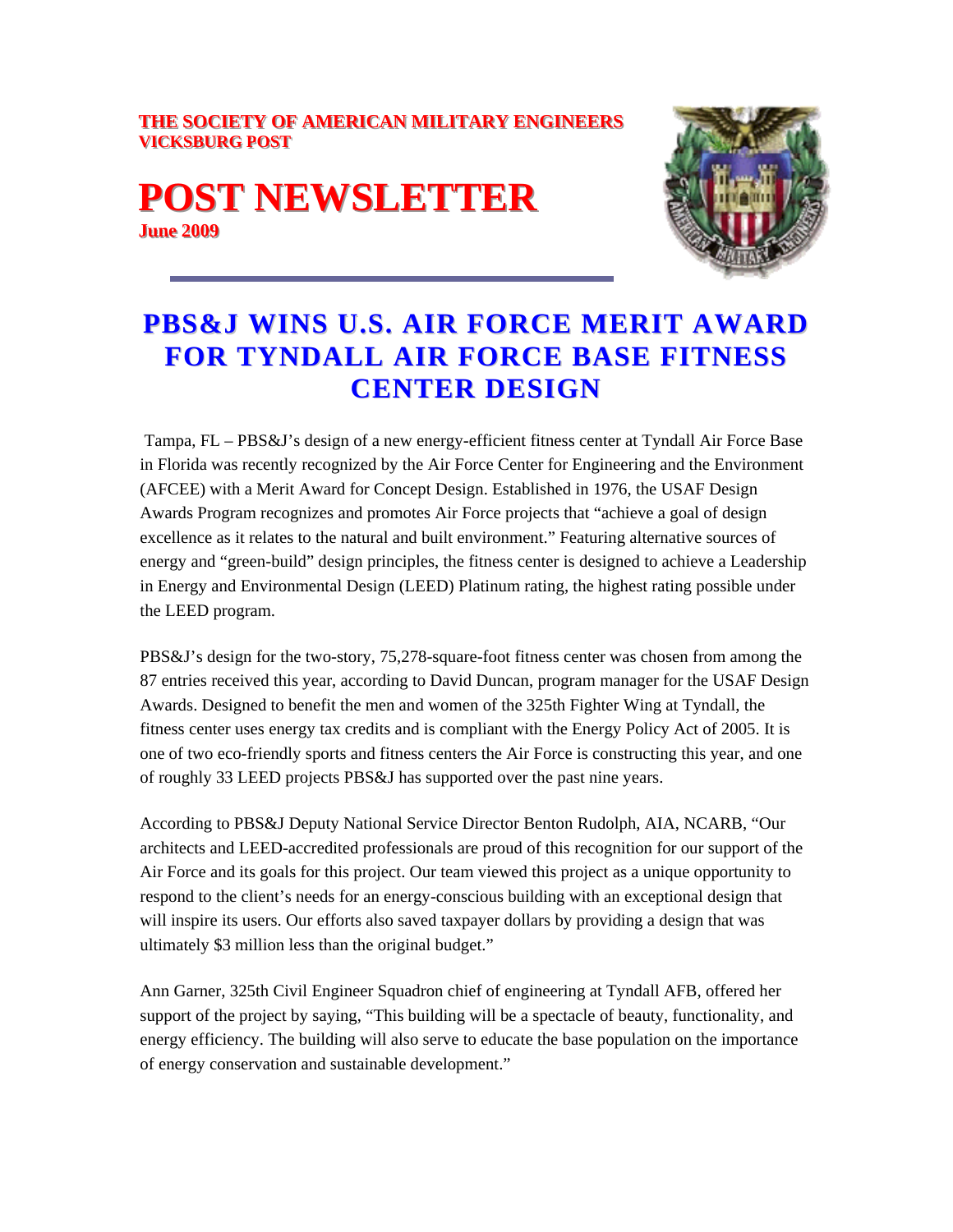**THE SOCIETY OF AMERICAN MILITARY ENGINEERS**
**VICKSBURG POST**

# POST NEWSLETTER

**June 2009**

## PBS&J WINS U.S. AIR FORCE MERIT AWARD FOR TYNDALL AIR FORCE BASE FITNESS CENTER DESIGN

Tampa, FL – PBS&J's design of a new energy-efficient fitness center at Tyndall Air Force Base in Florida was recently recognized by the Air Force Center for Engineering and the Environment (AFCEE) with a Merit Award for Concept Design. Established in 1976, the USAF Design Awards Program recognizes and promotes Air Force projects that "achieve a goal of design excellence as it relates to the natural and built environment." Featuring alternative sources of energy and "green-build" design principles, the fitness center is designed to achieve a Leadership in Energy and Environmental Design (LEED) Platinum rating, the highest rating possible under the LEED program.

PBS&J's design for the two-story, 75,278-square-foot fitness center was chosen from among the 87 entries received this year, according to David Duncan, program manager for the USAF Design Awards. Designed to benefit the men and women of the 325th Fighter Wing at Tyndall, the fitness center uses energy tax credits and is compliant with the Energy Policy Act of 2005. It is one of two eco-friendly sports and fitness centers the Air Force is constructing this year, and one of roughly 33 LEED projects PBS&J has supported over the past nine years.

According to PBS&J Deputy National Service Director Benton Rudolph, AIA, NCARB, "Our architects and LEED-accredited professionals are proud of this recognition for our support of the Air Force and its goals for this project. Our team viewed this project as a unique opportunity to respond to the client's needs for an energy-conscious building with an exceptional design that will inspire its users. Our efforts also saved taxpayer dollars by providing a design that was ultimately $3 million less than the original budget."

Ann Garner, 325th Civil Engineer Squadron chief of engineering at Tyndall AFB, offered her support of the project by saying, "This building will be a spectacle of beauty, functionality, and energy efficiency. The building will also serve to educate the base population on the importance of energy conservation and sustainable development."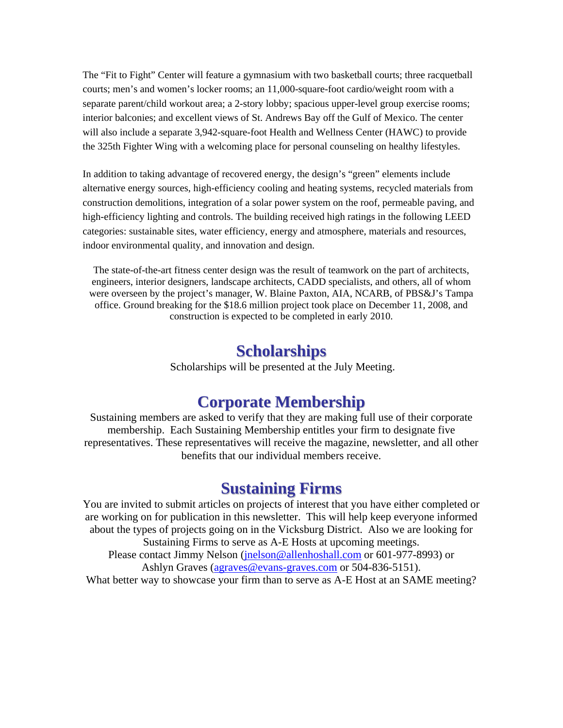The “Fit to Fight” Center will feature a gymnasium with two basketball courts; three racquetball courts; men’s and women’s locker rooms; an 11,000-square-foot cardio/weight room with a separate parent/child workout area; a 2-story lobby; spacious upper-level group exercise rooms; interior balconies; and excellent views of St. Andrews Bay off the Gulf of Mexico. The center will also include a separate 3,942-square-foot Health and Wellness Center (HAWC) to provide the 325th Fighter Wing with a welcoming place for personal counseling on healthy lifestyles.

In addition to taking advantage of recovered energy, the design’s “green” elements include alternative energy sources, high-efficiency cooling and heating systems, recycled materials from construction demolitions, integration of a solar power system on the roof, permeable paving, and high-efficiency lighting and controls. The building received high ratings in the following LEED categories: sustainable sites, water efficiency, energy and atmosphere, materials and resources, indoor environmental quality, and innovation and design.

The state-of-the-art fitness center design was the result of teamwork on the part of architects, engineers, interior designers, landscape architects, CADD specialists, and others, all of whom were overseen by the project’s manager, W. Blaine Paxton, AIA, NCARB, of PBS&J’s Tampa office. Ground breaking for the $18.6 million project took place on December 11, 2008, and construction is expected to be completed in early 2010.

## Scholarships

Scholarships will be presented at the July Meeting.

## Corporate Membership

Sustaining members are asked to verify that they are making full use of their corporate membership. Each Sustaining Membership entitles your firm to designate five representatives. These representatives will receive the magazine, newsletter, and all other benefits that our individual members receive.

## Sustaining Firms

You are invited to submit articles on projects of interest that you have either completed or are working on for publication in this newsletter. This will help keep everyone informed about the types of projects going on in the Vicksburg District. Also we are looking for Sustaining Firms to serve as A-E Hosts at upcoming meetings.
Please contact Jimmy Nelson (jnelson@allenhoshall.com or 601-977-8993) or Ashlyn Graves (agraves@evans-graves.com or 504-836-5151).
What better way to showcase your firm than to serve as A-E Host at an SAME meeting?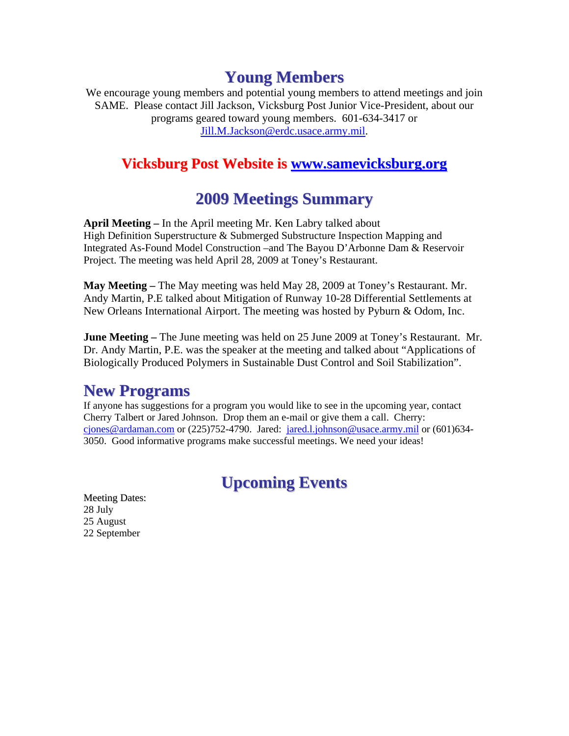## Young Members

We encourage young members and potential young members to attend meetings and join SAME. Please contact Jill Jackson, Vicksburg Post Junior Vice-President, about our programs geared toward young members. 601-634-3417 or Jill.M.Jackson@erdc.usace.army.mil.

## Vicksburg Post Website is www.samevicksburg.org

## 2009 Meetings Summary

**April Meeting –** In the April meeting Mr. Ken Labry talked about High Definition Superstructure & Submerged Substructure Inspection Mapping and Integrated As-Found Model Construction –and The Bayou D'Arbonne Dam & Reservoir Project. The meeting was held April 28, 2009 at Toney's Restaurant.

**May Meeting –** The May meeting was held May 28, 2009 at Toney's Restaurant. Mr. Andy Martin, P.E talked about Mitigation of Runway 10-28 Differential Settlements at New Orleans International Airport. The meeting was hosted by Pyburn & Odom, Inc.

**June Meeting –** The June meeting was held on 25 June 2009 at Toney's Restaurant. Mr. Dr. Andy Martin, P.E. was the speaker at the meeting and talked about "Applications of Biologically Produced Polymers in Sustainable Dust Control and Soil Stabilization".

## New Programs

If anyone has suggestions for a program you would like to see in the upcoming year, contact Cherry Talbert or Jared Johnson. Drop them an e-mail or give them a call. Cherry: cjones@ardaman.com or (225)752-4790. Jared: jared.l.johnson@usace.army.mil or (601)634-3050. Good informative programs make successful meetings. We need your ideas!

## Upcoming Events

Meeting Dates:
28 July
25 August
22 September